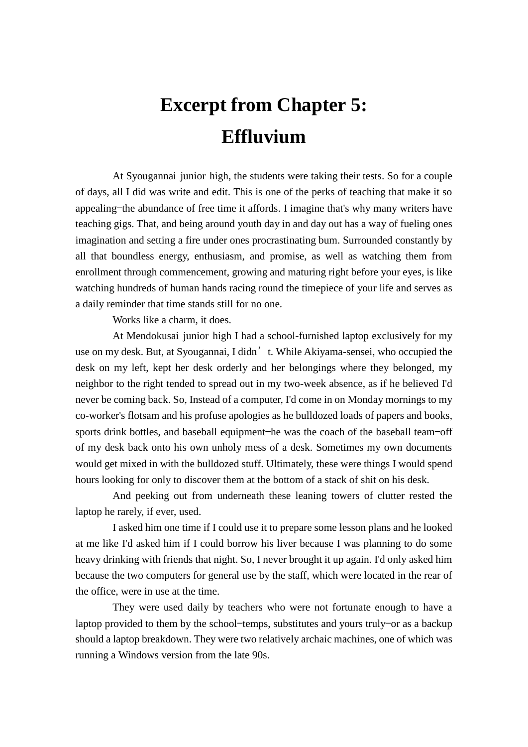# Excerpt from Chapter 5: Effluvium

At Syougannai junior high, the students were taking their tests. So for a couple of days, all I did was write and edit. This is one of the perks of teaching that make it so appealing—the abundance of free time it affords. I imagine that's why many writers have teaching gigs. That, and being around youth day in and day out has a way of fueling ones imagination and setting a fire under ones procrastinating bum. Surrounded constantly by all that boundless energy, enthusiasm, and promise, as well as watching them from enrollment through commencement, growing and maturing right before your eyes, is like watching hundreds of human hands racing round the timepiece of your life and serves as a daily reminder that time stands still for no one.

Works like a charm, it does.

At Mendokusai junior high I had a school-furnished laptop exclusively for my use on my desk. But, at Syougannai, I didn’t. While Akiyama-sensei, who occupied the desk on my left, kept her desk orderly and her belongings where they belonged, my neighbor to the right tended to spread out in my two-week absence, as if he believed I'd never be coming back. So, Instead of a computer, I'd come in on Monday mornings to my co-worker's flotsam and his profuse apologies as he bulldozed loads of papers and books, sports drink bottles, and baseball equipment—he was the coach of the baseball team—off of my desk back onto his own unholy mess of a desk. Sometimes my own documents would get mixed in with the bulldozed stuff. Ultimately, these were things I would spend hours looking for only to discover them at the bottom of a stack of shit on his desk.

And peeking out from underneath these leaning towers of clutter rested the laptop he rarely, if ever, used.

I asked him one time if I could use it to prepare some lesson plans and he looked at me like I'd asked him if I could borrow his liver because I was planning to do some heavy drinking with friends that night. So, I never brought it up again. I'd only asked him because the two computers for general use by the staff, which were located in the rear of the office, were in use at the time.

They were used daily by teachers who were not fortunate enough to have a laptop provided to them by the school—temps, substitutes and yours truly—or as a backup should a laptop breakdown. They were two relatively archaic machines, one of which was running a Windows version from the late 90s.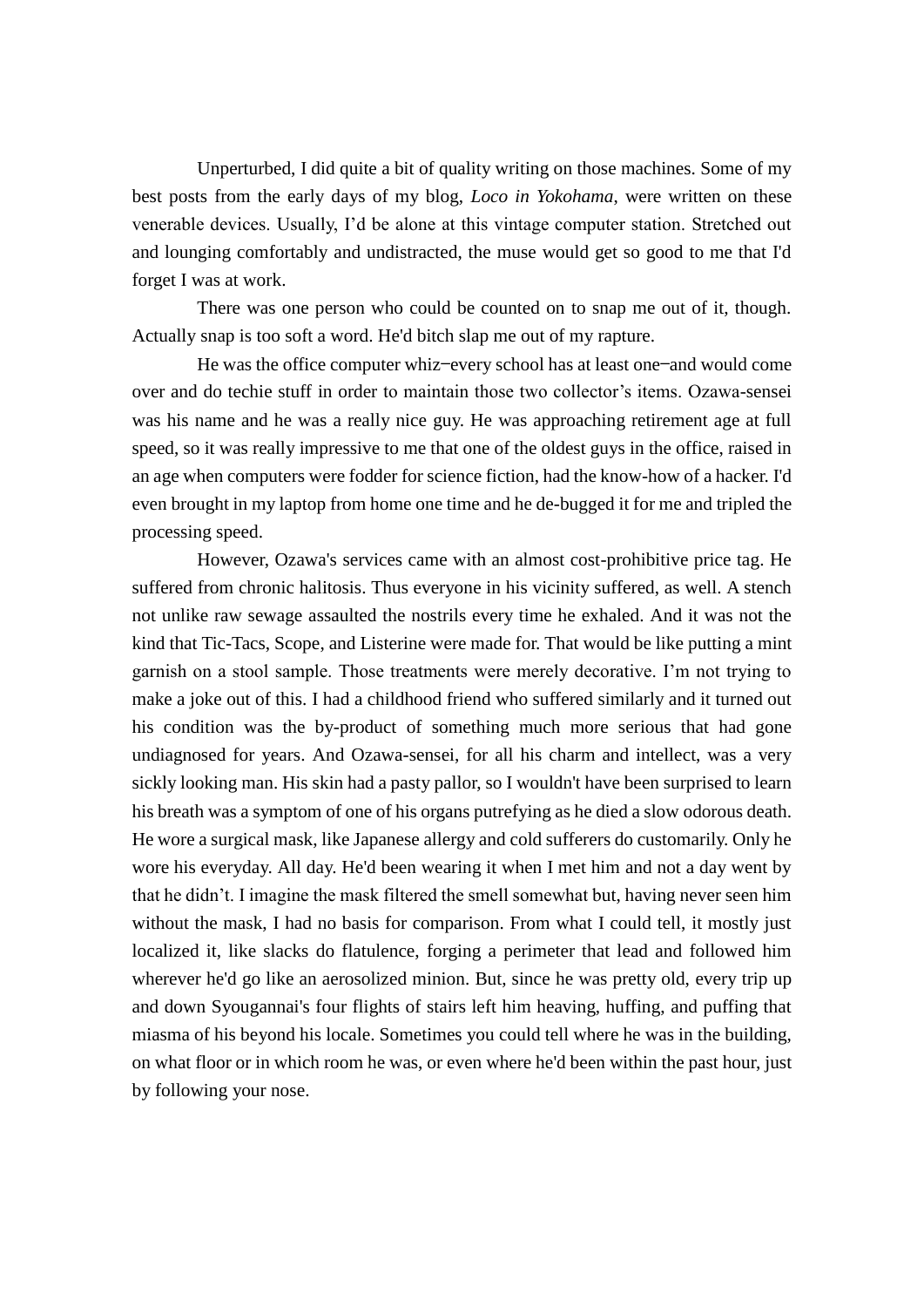Unperturbed, I did quite a bit of quality writing on those machines. Some of my best posts from the early days of my blog, *Loco in Yokohama*, were written on these venerable devices. Usually, I'd be alone at this vintage computer station. Stretched out and lounging comfortably and undistracted, the muse would get so good to me that I'd forget I was at work.

There was one person who could be counted on to snap me out of it, though. Actually snap is too soft a word. He'd bitch slap me out of my rapture.

He was the office computer whiz─every school has at least one─and would come over and do techie stuff in order to maintain those two collector's items. Ozawa-sensei was his name and he was a really nice guy. He was approaching retirement age at full speed, so it was really impressive to me that one of the oldest guys in the office, raised in an age when computers were fodder for science fiction, had the know-how of a hacker. I'd even brought in my laptop from home one time and he de-bugged it for me and tripled the processing speed.

However, Ozawa's services came with an almost cost-prohibitive price tag. He suffered from chronic halitosis. Thus everyone in his vicinity suffered, as well. A stench not unlike raw sewage assaulted the nostrils every time he exhaled. And it was not the kind that Tic-Tacs, Scope, and Listerine were made for. That would be like putting a mint garnish on a stool sample. Those treatments were merely decorative. I'm not trying to make a joke out of this. I had a childhood friend who suffered similarly and it turned out his condition was the by-product of something much more serious that had gone undiagnosed for years. And Ozawa-sensei, for all his charm and intellect, was a very sickly looking man. His skin had a pasty pallor, so I wouldn't have been surprised to learn his breath was a symptom of one of his organs putrefying as he died a slow odorous death. He wore a surgical mask, like Japanese allergy and cold sufferers do customarily. Only he wore his everyday. All day. He'd been wearing it when I met him and not a day went by that he didn't. I imagine the mask filtered the smell somewhat but, having never seen him without the mask, I had no basis for comparison. From what I could tell, it mostly just localized it, like slacks do flatulence, forging a perimeter that lead and followed him wherever he'd go like an aerosolized minion. But, since he was pretty old, every trip up and down Syougannai's four flights of stairs left him heaving, huffing, and puffing that miasma of his beyond his locale. Sometimes you could tell where he was in the building, on what floor or in which room he was, or even where he'd been within the past hour, just by following your nose.